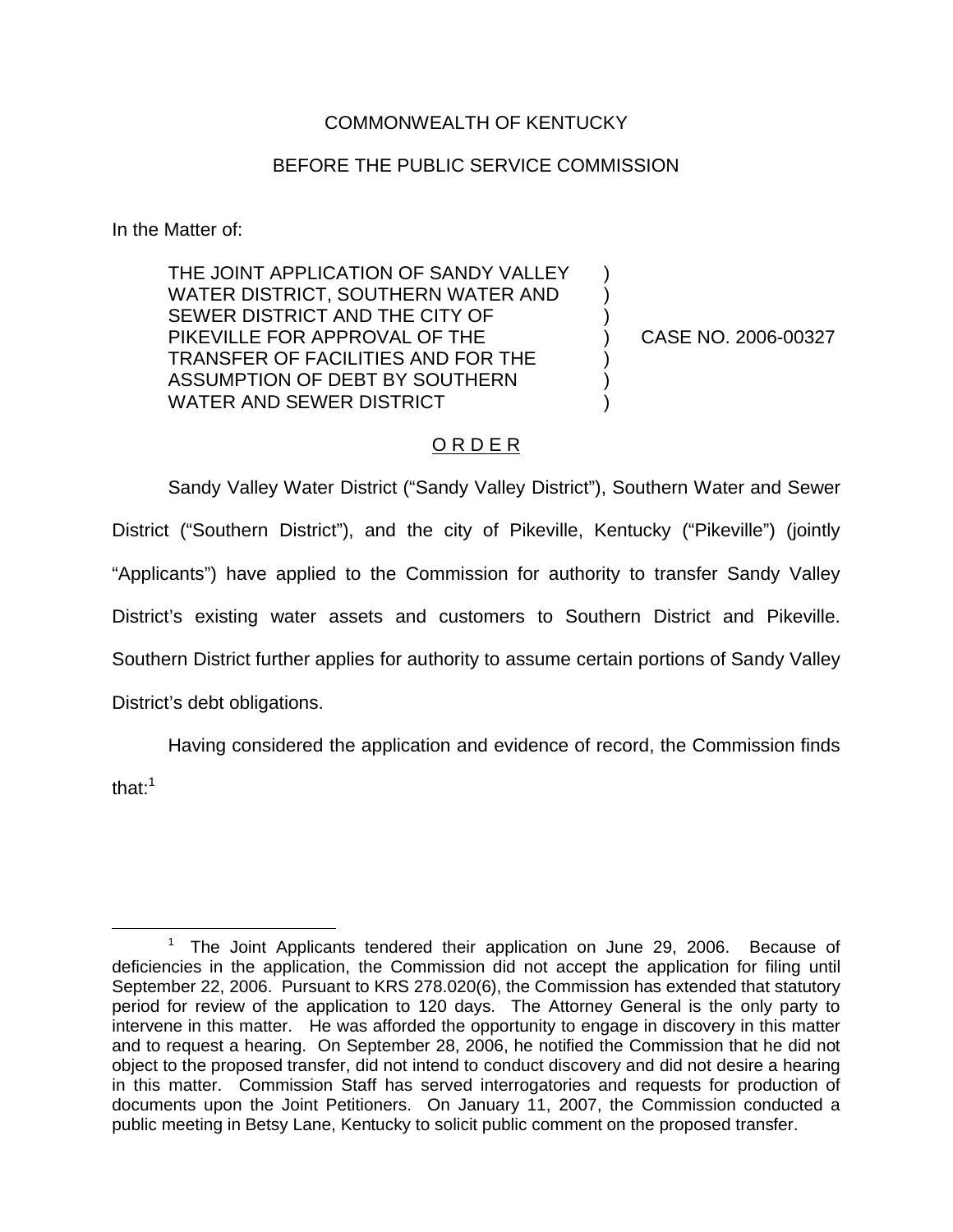COMMONWEALTH OF KENTUCKY

BEFORE THE PUBLIC SERVICE COMMISSION

In the Matter of:

| | | |
|---|---|---|
| THE JOINT APPLICATION OF SANDY VALLEY WATER DISTRICT, SOUTHERN WATER AND SEWER DISTRICT AND THE CITY OF PIKEVILLE FOR APPROVAL OF THE TRANSFER OF FACILITIES AND FOR THE ASSUMPTION OF DEBT BY SOUTHERN WATER AND SEWER DISTRICT | ) | CASE NO. 2006-00327 |

O R D E R

Sandy Valley Water District ("Sandy Valley District"), Southern Water and Sewer District ("Southern District"), and the city of Pikeville, Kentucky ("Pikeville") (jointly "Applicants") have applied to the Commission for authority to transfer Sandy Valley District's existing water assets and customers to Southern District and Pikeville. Southern District further applies for authority to assume certain portions of Sandy Valley District's debt obligations.

Having considered the application and evidence of record, the Commission finds that:[1]

[1] The Joint Applicants tendered their application on June 29, 2006. Because of deficiencies in the application, the Commission did not accept the application for filing until September 22, 2006. Pursuant to KRS 278.020(6), the Commission has extended that statutory period for review of the application to 120 days. The Attorney General is the only party to intervene in this matter. He was afforded the opportunity to engage in discovery in this matter and to request a hearing. On September 28, 2006, he notified the Commission that he did not object to the proposed transfer, did not intend to conduct discovery and did not desire a hearing in this matter. Commission Staff has served interrogatories and requests for production of documents upon the Joint Petitioners. On January 11, 2007, the Commission conducted a public meeting in Betsy Lane, Kentucky to solicit public comment on the proposed transfer.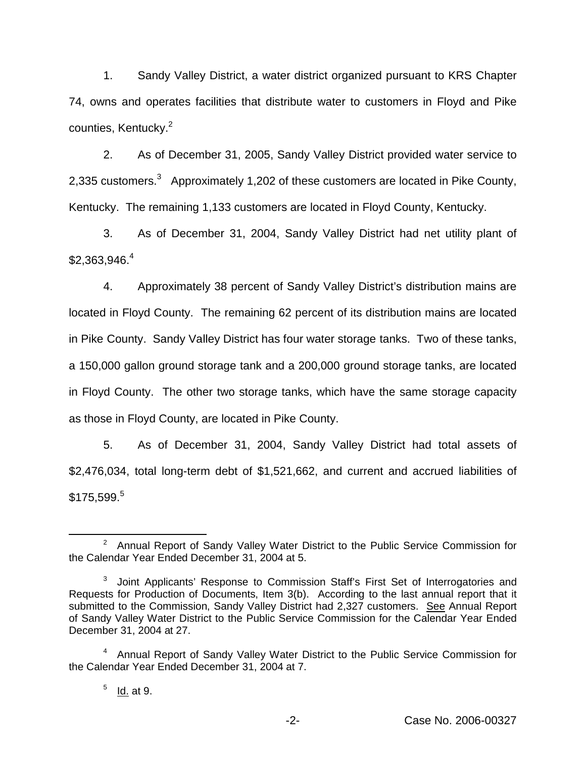1. Sandy Valley District, a water district organized pursuant to KRS Chapter 74, owns and operates facilities that distribute water to customers in Floyd and Pike counties, Kentucky.[2]

2. As of December 31, 2005, Sandy Valley District provided water service to 2,335 customers.[3] Approximately 1,202 of these customers are located in Pike County, Kentucky. The remaining 1,133 customers are located in Floyd County, Kentucky.

3. As of December 31, 2004, Sandy Valley District had net utility plant of $2,363,946.[4]

4. Approximately 38 percent of Sandy Valley District's distribution mains are located in Floyd County. The remaining 62 percent of its distribution mains are located in Pike County. Sandy Valley District has four water storage tanks. Two of these tanks, a 150,000 gallon ground storage tank and a 200,000 ground storage tanks, are located in Floyd County. The other two storage tanks, which have the same storage capacity as those in Floyd County, are located in Pike County.

5. As of December 31, 2004, Sandy Valley District had total assets of $2,476,034, total long-term debt of $1,521,662, and current and accrued liabilities of $175,599.[5]

---

[2] Annual Report of Sandy Valley Water District to the Public Service Commission for the Calendar Year Ended December 31, 2004 at 5.

[3] Joint Applicants' Response to Commission Staff's First Set of Interrogatories and Requests for Production of Documents, Item 3(b). According to the last annual report that it submitted to the Commission, Sandy Valley District had 2,327 customers. See Annual Report of Sandy Valley Water District to the Public Service Commission for the Calendar Year Ended December 31, 2004 at 27.

[4] Annual Report of Sandy Valley Water District to the Public Service Commission for the Calendar Year Ended December 31, 2004 at 7.

[5] Id. at 9.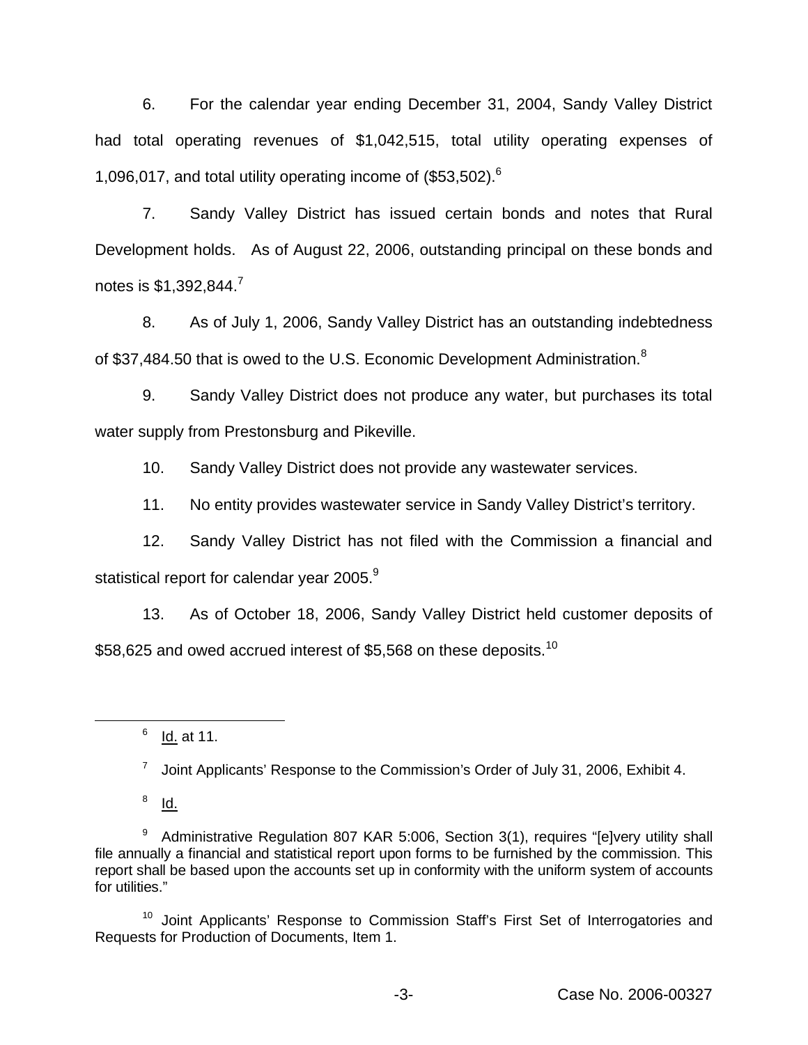6. For the calendar year ending December 31, 2004, Sandy Valley District had total operating revenues of $1,042,515, total utility operating expenses of 1,096,017, and total utility operating income of ($53,502).[6]

7. Sandy Valley District has issued certain bonds and notes that Rural Development holds. As of August 22, 2006, outstanding principal on these bonds and notes is $1,392,844.[7]

8. As of July 1, 2006, Sandy Valley District has an outstanding indebtedness of $37,484.50 that is owed to the U.S. Economic Development Administration.[8]

9. Sandy Valley District does not produce any water, but purchases its total water supply from Prestonsburg and Pikeville.

10. Sandy Valley District does not provide any wastewater services.

11. No entity provides wastewater service in Sandy Valley District's territory.

12. Sandy Valley District has not filed with the Commission a financial and statistical report for calendar year 2005.[9]

13. As of October 18, 2006, Sandy Valley District held customer deposits of $58,625 and owed accrued interest of $5,568 on these deposits.[10]

---

[6] Id. at 11.

[7] Joint Applicants' Response to the Commission's Order of July 31, 2006, Exhibit 4.

[8] Id.

[9] Administrative Regulation 807 KAR 5:006, Section 3(1), requires "[e]very utility shall file annually a financial and statistical report upon forms to be furnished by the commission. This report shall be based upon the accounts set up in conformity with the uniform system of accounts for utilities."

[10] Joint Applicants' Response to Commission Staff's First Set of Interrogatories and Requests for Production of Documents, Item 1.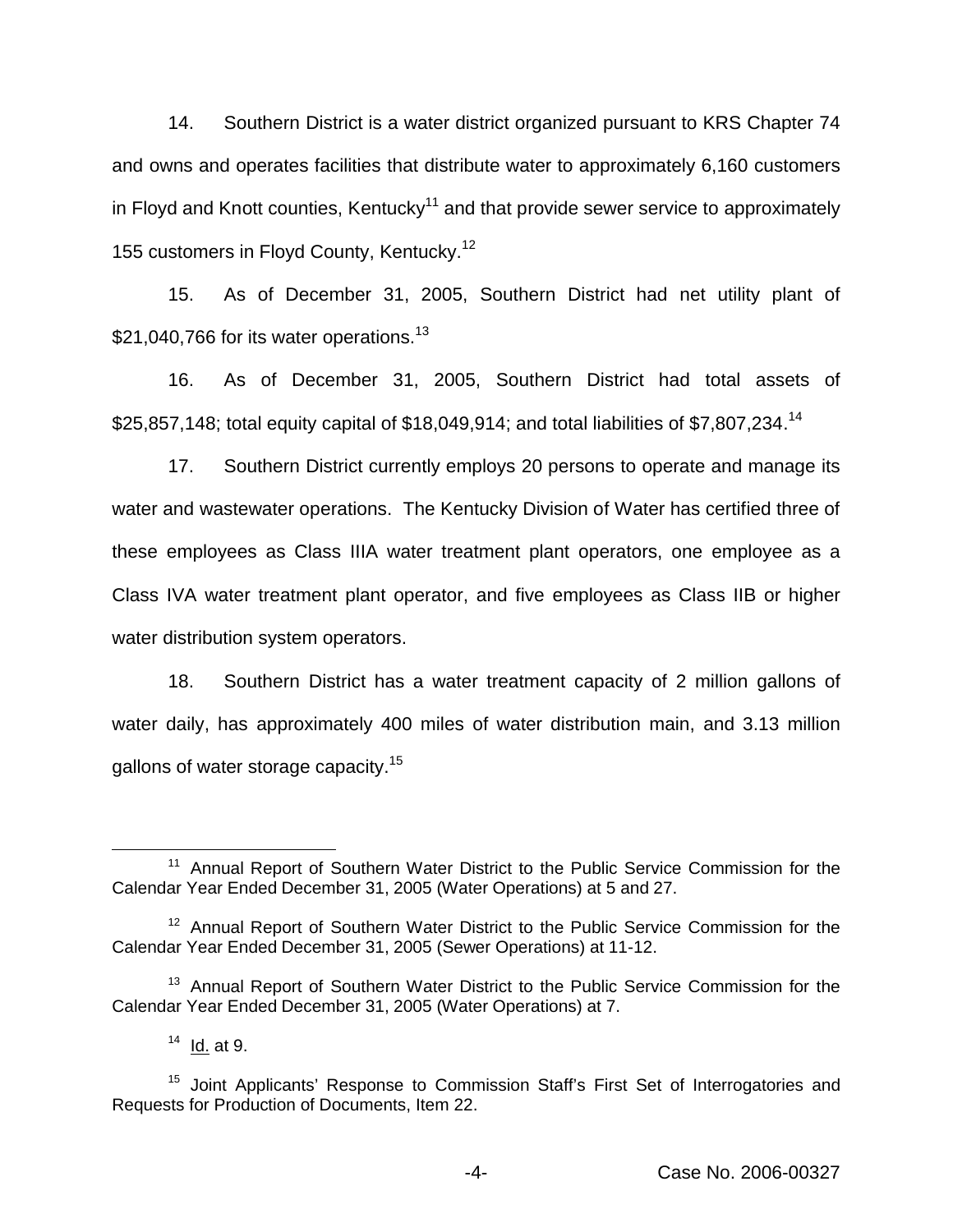14. Southern District is a water district organized pursuant to KRS Chapter 74 and owns and operates facilities that distribute water to approximately 6,160 customers in Floyd and Knott counties, Kentucky[11] and that provide sewer service to approximately 155 customers in Floyd County, Kentucky.[12]

15. As of December 31, 2005, Southern District had net utility plant of $21,040,766 for its water operations.[13]

16. As of December 31, 2005, Southern District had total assets of $25,857,148; total equity capital of $18,049,914; and total liabilities of $7,807,234.[14]

17. Southern District currently employs 20 persons to operate and manage its water and wastewater operations. The Kentucky Division of Water has certified three of these employees as Class IIIA water treatment plant operators, one employee as a Class IVA water treatment plant operator, and five employees as Class IIB or higher water distribution system operators.

18. Southern District has a water treatment capacity of 2 million gallons of water daily, has approximately 400 miles of water distribution main, and 3.13 million gallons of water storage capacity.[15]

---

[11] Annual Report of Southern Water District to the Public Service Commission for the Calendar Year Ended December 31, 2005 (Water Operations) at 5 and 27.

[12] Annual Report of Southern Water District to the Public Service Commission for the Calendar Year Ended December 31, 2005 (Sewer Operations) at 11-12.

[13] Annual Report of Southern Water District to the Public Service Commission for the Calendar Year Ended December 31, 2005 (Water Operations) at 7.

[14] Id. at 9.

[15] Joint Applicants' Response to Commission Staff's First Set of Interrogatories and Requests for Production of Documents, Item 22.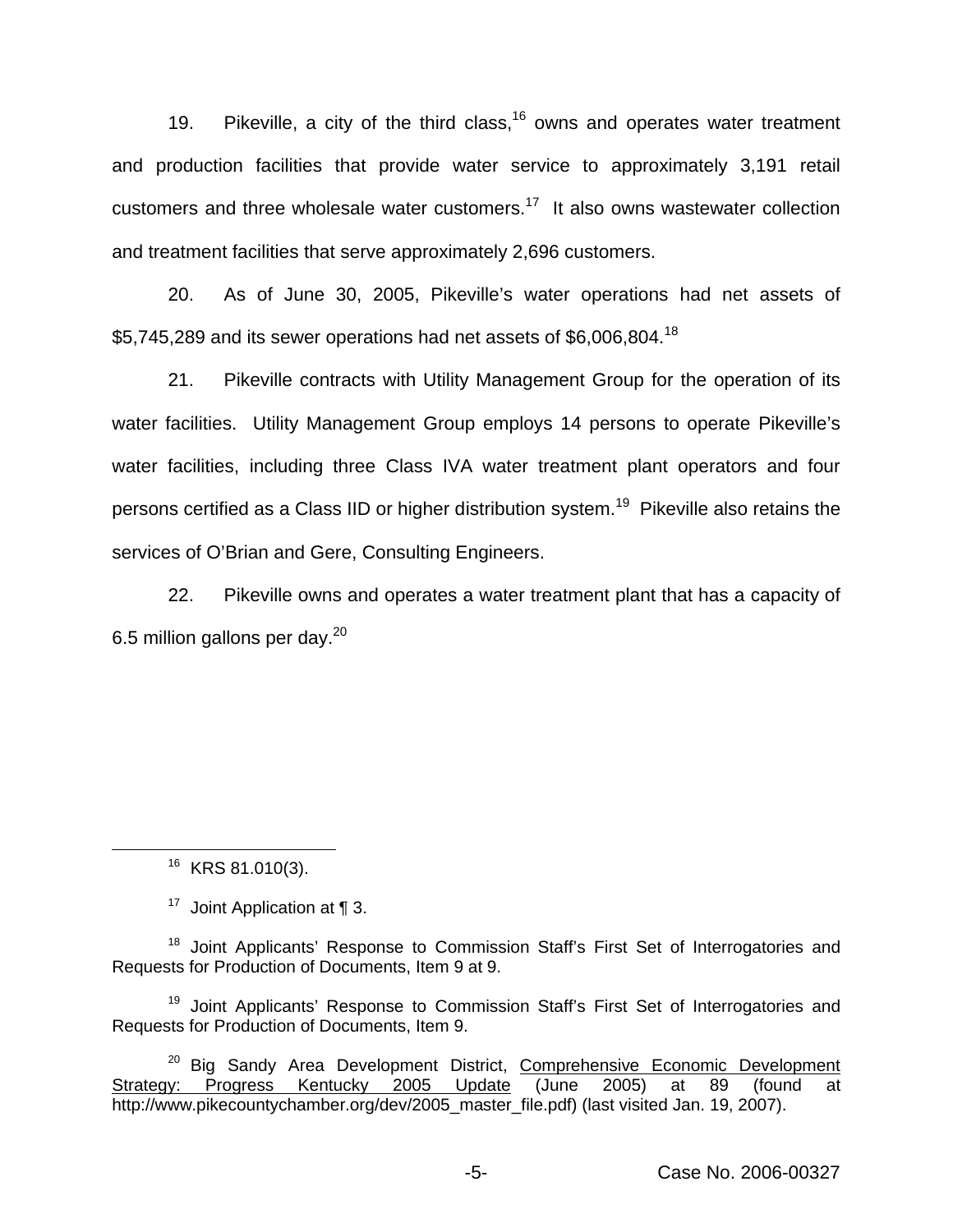19. Pikeville, a city of the third class,[16] owns and operates water treatment and production facilities that provide water service to approximately 3,191 retail customers and three wholesale water customers.[17] It also owns wastewater collection and treatment facilities that serve approximately 2,696 customers.

20. As of June 30, 2005, Pikeville's water operations had net assets of $5,745,289 and its sewer operations had net assets of $6,006,804.[18]

21. Pikeville contracts with Utility Management Group for the operation of its water facilities. Utility Management Group employs 14 persons to operate Pikeville's water facilities, including three Class IVA water treatment plant operators and four persons certified as a Class IID or higher distribution system.[19] Pikeville also retains the services of O'Brian and Gere, Consulting Engineers.

22. Pikeville owns and operates a water treatment plant that has a capacity of 6.5 million gallons per day.[20]

---

[16] KRS 81.010(3).

[17] Joint Application at ¶ 3.

[18] Joint Applicants' Response to Commission Staff's First Set of Interrogatories and Requests for Production of Documents, Item 9 at 9.

[19] Joint Applicants' Response to Commission Staff's First Set of Interrogatories and Requests for Production of Documents, Item 9.

[20] Big Sandy Area Development District, Comprehensive Economic Development Strategy: Progress Kentucky 2005 Update (June 2005) at 89 (found at http://www.pikecountychamber.org/dev/2005_master_file.pdf) (last visited Jan. 19, 2007).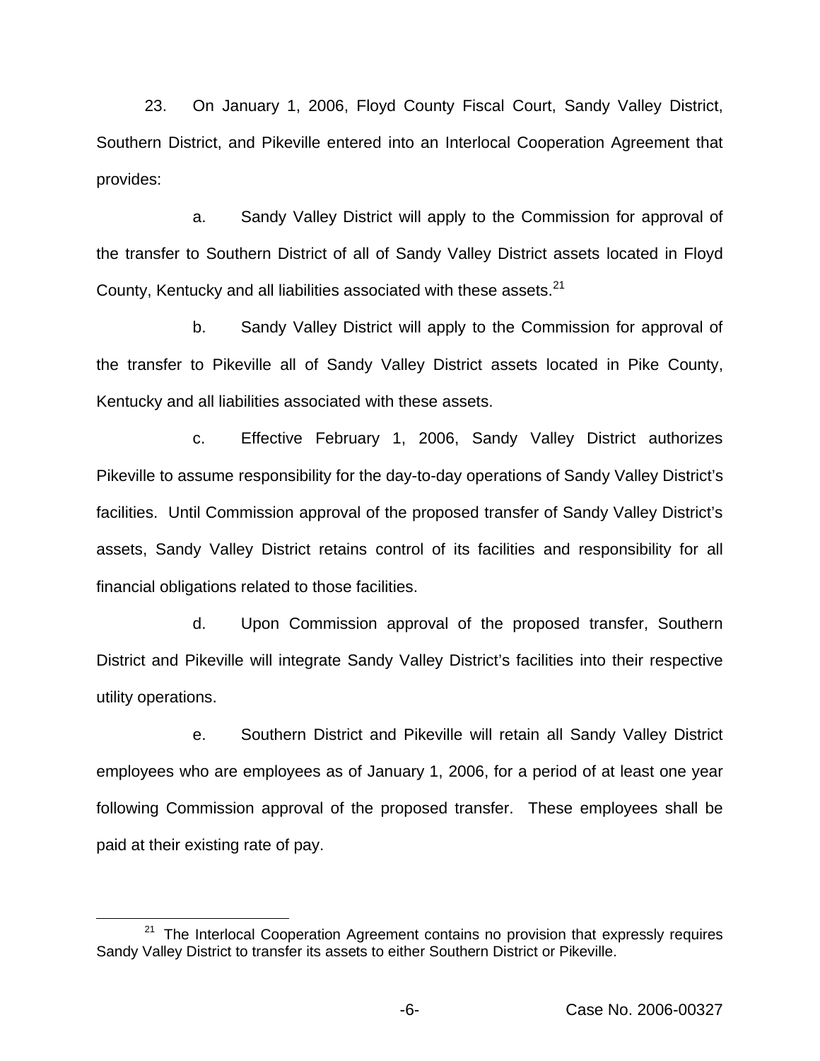23. On January 1, 2006, Floyd County Fiscal Court, Sandy Valley District, Southern District, and Pikeville entered into an Interlocal Cooperation Agreement that provides:

a. Sandy Valley District will apply to the Commission for approval of the transfer to Southern District of all of Sandy Valley District assets located in Floyd County, Kentucky and all liabilities associated with these assets.[21]

b. Sandy Valley District will apply to the Commission for approval of the transfer to Pikeville all of Sandy Valley District assets located in Pike County, Kentucky and all liabilities associated with these assets.

c. Effective February 1, 2006, Sandy Valley District authorizes Pikeville to assume responsibility for the day-to-day operations of Sandy Valley District's facilities. Until Commission approval of the proposed transfer of Sandy Valley District's assets, Sandy Valley District retains control of its facilities and responsibility for all financial obligations related to those facilities.

d. Upon Commission approval of the proposed transfer, Southern District and Pikeville will integrate Sandy Valley District's facilities into their respective utility operations.

e. Southern District and Pikeville will retain all Sandy Valley District employees who are employees as of January 1, 2006, for a period of at least one year following Commission approval of the proposed transfer. These employees shall be paid at their existing rate of pay.

[21] The Interlocal Cooperation Agreement contains no provision that expressly requires Sandy Valley District to transfer its assets to either Southern District or Pikeville.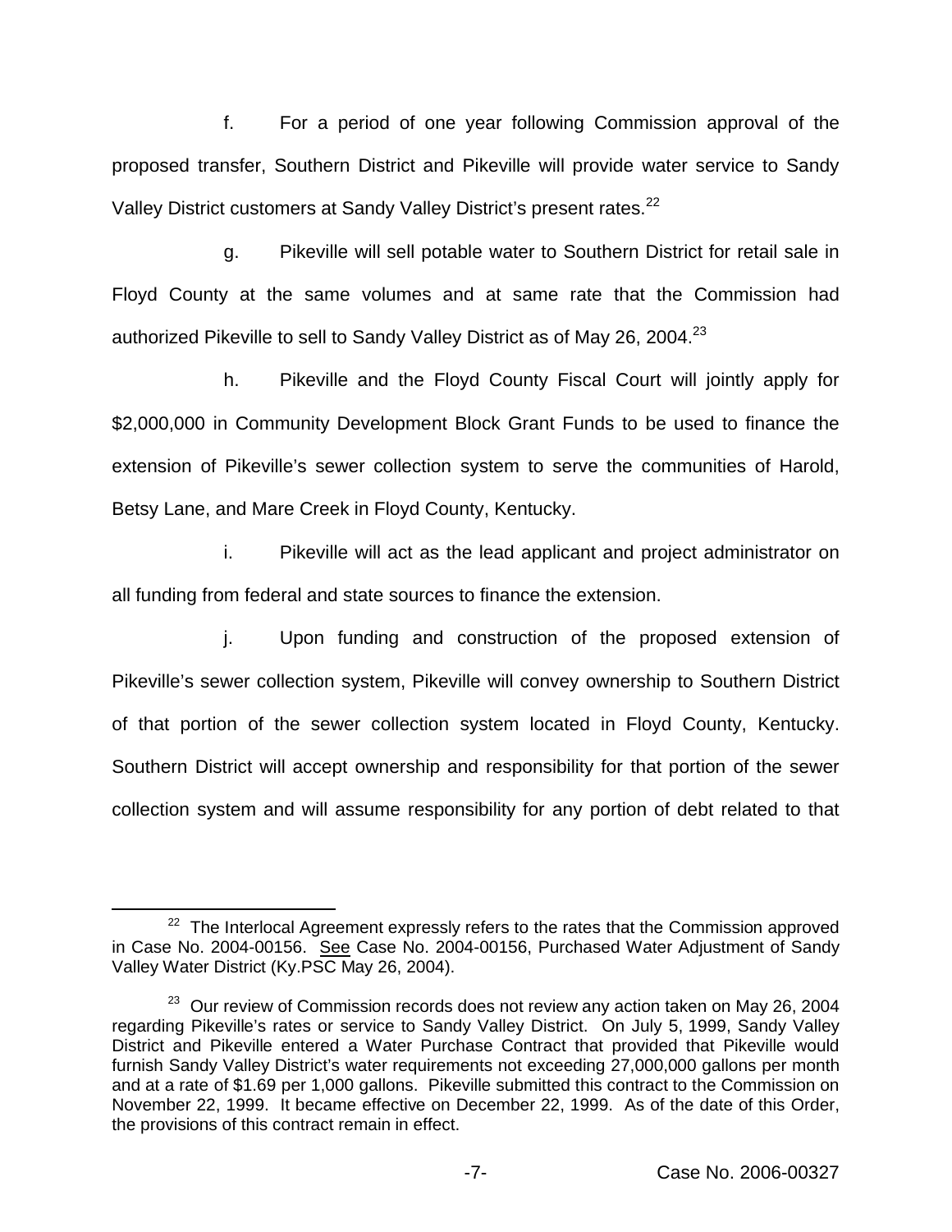f. For a period of one year following Commission approval of the proposed transfer, Southern District and Pikeville will provide water service to Sandy Valley District customers at Sandy Valley District's present rates.[22]

g. Pikeville will sell potable water to Southern District for retail sale in Floyd County at the same volumes and at same rate that the Commission had authorized Pikeville to sell to Sandy Valley District as of May 26, 2004.[23]

h. Pikeville and the Floyd County Fiscal Court will jointly apply for $2,000,000 in Community Development Block Grant Funds to be used to finance the extension of Pikeville's sewer collection system to serve the communities of Harold, Betsy Lane, and Mare Creek in Floyd County, Kentucky.

i. Pikeville will act as the lead applicant and project administrator on all funding from federal and state sources to finance the extension.

j. Upon funding and construction of the proposed extension of Pikeville's sewer collection system, Pikeville will convey ownership to Southern District of that portion of the sewer collection system located in Floyd County, Kentucky. Southern District will accept ownership and responsibility for that portion of the sewer collection system and will assume responsibility for any portion of debt related to that

---

[22] The Interlocal Agreement expressly refers to the rates that the Commission approved in Case No. 2004-00156. See Case No. 2004-00156, Purchased Water Adjustment of Sandy Valley Water District (Ky.PSC May 26, 2004).

[23] Our review of Commission records does not review any action taken on May 26, 2004 regarding Pikeville's rates or service to Sandy Valley District. On July 5, 1999, Sandy Valley District and Pikeville entered a Water Purchase Contract that provided that Pikeville would furnish Sandy Valley District's water requirements not exceeding 27,000,000 gallons per month and at a rate of $1.69 per 1,000 gallons. Pikeville submitted this contract to the Commission on November 22, 1999. It became effective on December 22, 1999. As of the date of this Order, the provisions of this contract remain in effect.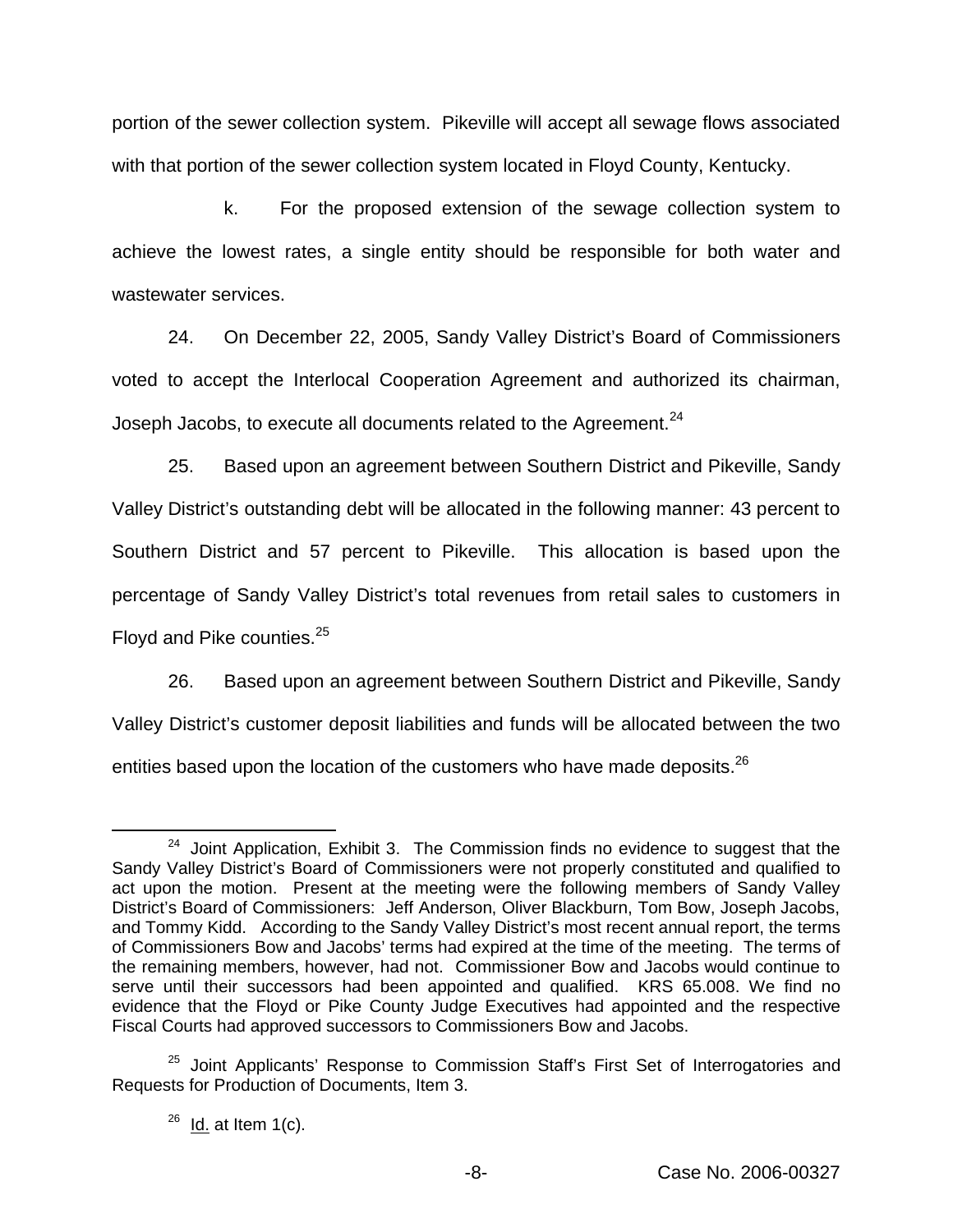portion of the sewer collection system. Pikeville will accept all sewage flows associated with that portion of the sewer collection system located in Floyd County, Kentucky.

k. For the proposed extension of the sewage collection system to achieve the lowest rates, a single entity should be responsible for both water and wastewater services.

24. On December 22, 2005, Sandy Valley District's Board of Commissioners voted to accept the Interlocal Cooperation Agreement and authorized its chairman, Joseph Jacobs, to execute all documents related to the Agreement.[24]

25. Based upon an agreement between Southern District and Pikeville, Sandy Valley District's outstanding debt will be allocated in the following manner: 43 percent to Southern District and 57 percent to Pikeville. This allocation is based upon the percentage of Sandy Valley District's total revenues from retail sales to customers in Floyd and Pike counties.[25]

26. Based upon an agreement between Southern District and Pikeville, Sandy Valley District's customer deposit liabilities and funds will be allocated between the two entities based upon the location of the customers who have made deposits.[26]

---

[24] Joint Application, Exhibit 3. The Commission finds no evidence to suggest that the Sandy Valley District's Board of Commissioners were not properly constituted and qualified to act upon the motion. Present at the meeting were the following members of Sandy Valley District's Board of Commissioners: Jeff Anderson, Oliver Blackburn, Tom Bow, Joseph Jacobs, and Tommy Kidd. According to the Sandy Valley District's most recent annual report, the terms of Commissioners Bow and Jacobs' terms had expired at the time of the meeting. The terms of the remaining members, however, had not. Commissioner Bow and Jacobs would continue to serve until their successors had been appointed and qualified. KRS 65.008. We find no evidence that the Floyd or Pike County Judge Executives had appointed and the respective Fiscal Courts had approved successors to Commissioners Bow and Jacobs.

[25] Joint Applicants' Response to Commission Staff's First Set of Interrogatories and Requests for Production of Documents, Item 3.

[26] Id. at Item 1(c).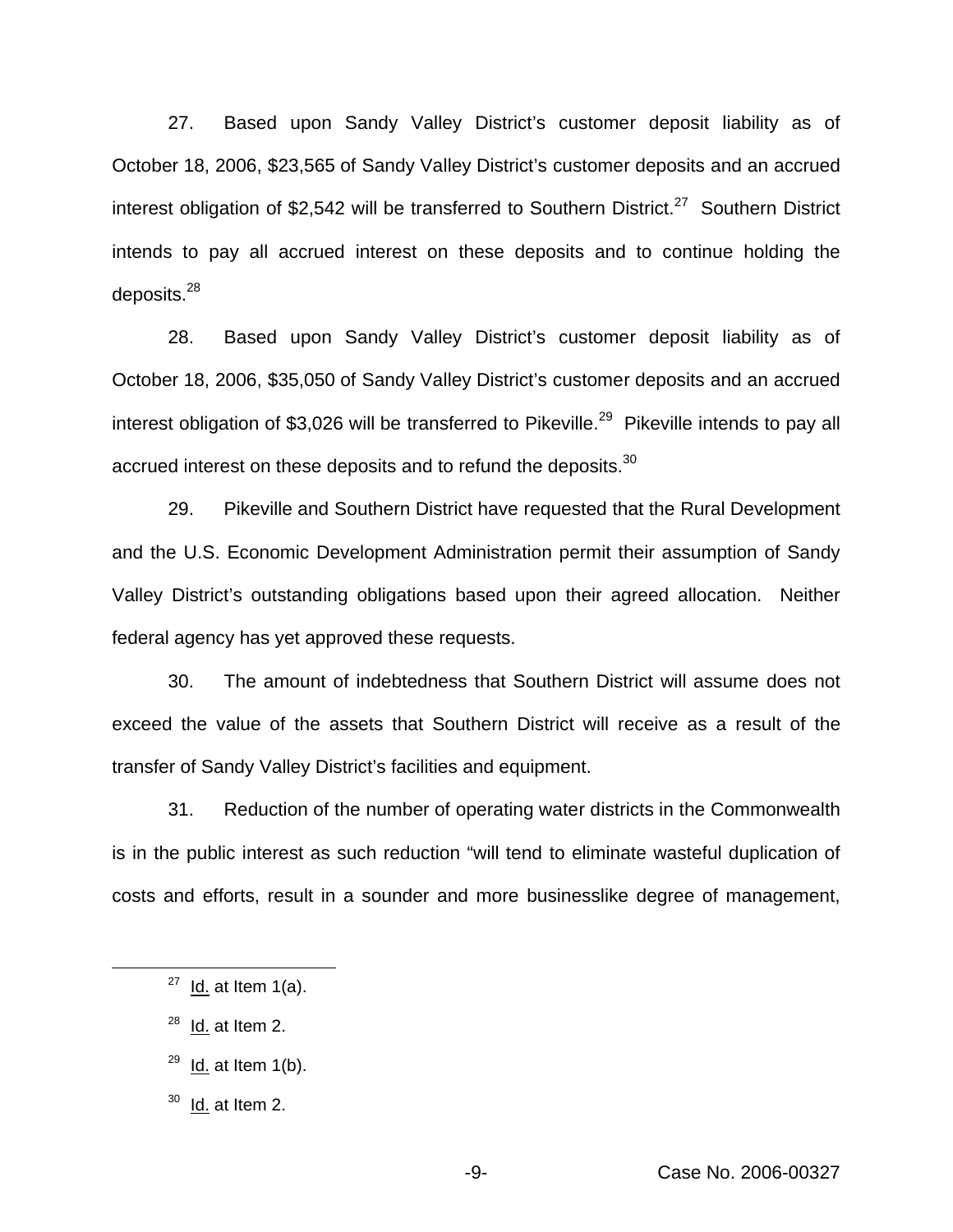27. Based upon Sandy Valley District's customer deposit liability as of October 18, 2006, $23,565 of Sandy Valley District's customer deposits and an accrued interest obligation of $2,542 will be transferred to Southern District.[27] Southern District intends to pay all accrued interest on these deposits and to continue holding the deposits.[28]

28. Based upon Sandy Valley District's customer deposit liability as of October 18, 2006, $35,050 of Sandy Valley District's customer deposits and an accrued interest obligation of $3,026 will be transferred to Pikeville.[29] Pikeville intends to pay all accrued interest on these deposits and to refund the deposits.[30]

29. Pikeville and Southern District have requested that the Rural Development and the U.S. Economic Development Administration permit their assumption of Sandy Valley District's outstanding obligations based upon their agreed allocation. Neither federal agency has yet approved these requests.

30. The amount of indebtedness that Southern District will assume does not exceed the value of the assets that Southern District will receive as a result of the transfer of Sandy Valley District's facilities and equipment.

31. Reduction of the number of operating water districts in the Commonwealth is in the public interest as such reduction "will tend to eliminate wasteful duplication of costs and efforts, result in a sounder and more businesslike degree of management,

---

[27] Id. at Item 1(a).

[28] Id. at Item 2.

[29] Id. at Item 1(b).

[30] Id. at Item 2.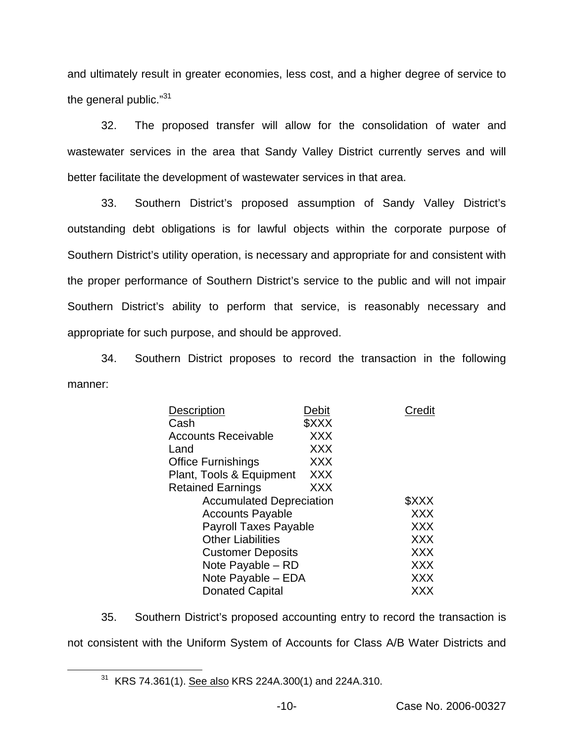and ultimately result in greater economies, less cost, and a higher degree of service to the general public."[31]

32. The proposed transfer will allow for the consolidation of water and wastewater services in the area that Sandy Valley District currently serves and will better facilitate the development of wastewater services in that area.

33. Southern District's proposed assumption of Sandy Valley District's outstanding debt obligations is for lawful objects within the corporate purpose of Southern District's utility operation, is necessary and appropriate for and consistent with the proper performance of Southern District's service to the public and will not impair Southern District's ability to perform that service, is reasonably necessary and appropriate for such purpose, and should be approved.

34. Southern District proposes to record the transaction in the following manner:

| Description | Debit | Credit |
|---|---|---|
| Cash | $XXX | |
| Accounts Receivable | XXX | |
| Land | XXX | |
| Office Furnishings | XXX | |
| Plant, Tools & Equipment | XXX | |
| Retained Earnings | XXX | |
| Accumulated Depreciation | | $XXX |
| Accounts Payable | | XXX |
| Payroll Taxes Payable | | XXX |
| Other Liabilities | | XXX |
| Customer Deposits | | XXX |
| Note Payable – RD | | XXX |
| Note Payable – EDA | | XXX |
| Donated Capital | | XXX |

35. Southern District's proposed accounting entry to record the transaction is not consistent with the Uniform System of Accounts for Class A/B Water Districts and

[31] KRS 74.361(1). See also KRS 224A.300(1) and 224A.310.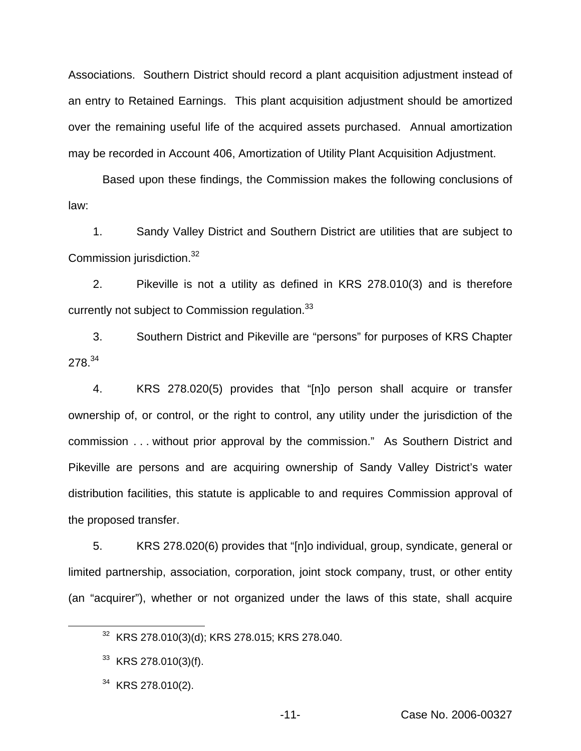Associations. Southern District should record a plant acquisition adjustment instead of an entry to Retained Earnings. This plant acquisition adjustment should be amortized over the remaining useful life of the acquired assets purchased. Annual amortization may be recorded in Account 406, Amortization of Utility Plant Acquisition Adjustment.

Based upon these findings, the Commission makes the following conclusions of law:

1. Sandy Valley District and Southern District are utilities that are subject to Commission jurisdiction.[32]

2. Pikeville is not a utility as defined in KRS 278.010(3) and is therefore currently not subject to Commission regulation.[33]

3. Southern District and Pikeville are "persons" for purposes of KRS Chapter 278.[34]

4. KRS 278.020(5) provides that "[n]o person shall acquire or transfer ownership of, or control, or the right to control, any utility under the jurisdiction of the commission . . . without prior approval by the commission." As Southern District and Pikeville are persons and are acquiring ownership of Sandy Valley District's water distribution facilities, this statute is applicable to and requires Commission approval of the proposed transfer.

5. KRS 278.020(6) provides that "[n]o individual, group, syndicate, general or limited partnership, association, corporation, joint stock company, trust, or other entity (an "acquirer"), whether or not organized under the laws of this state, shall acquire

---

[32] KRS 278.010(3)(d); KRS 278.015; KRS 278.040.

[33] KRS 278.010(3)(f).

[34] KRS 278.010(2).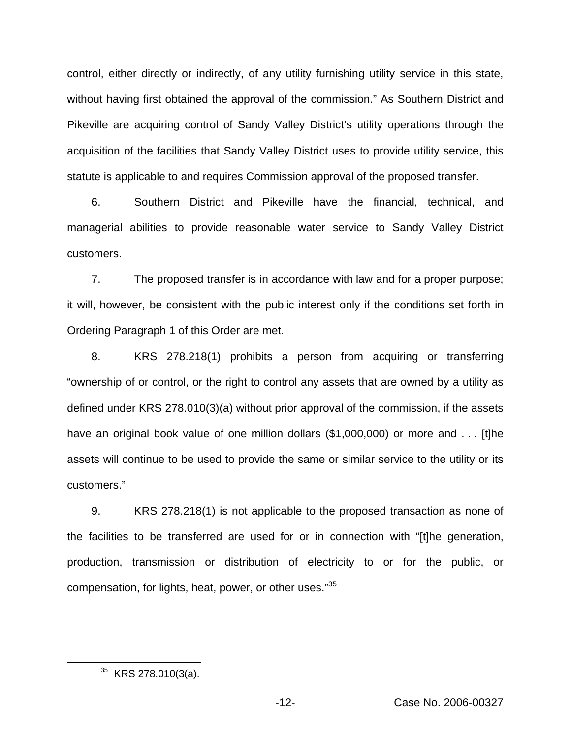control, either directly or indirectly, of any utility furnishing utility service in this state, without having first obtained the approval of the commission." As Southern District and Pikeville are acquiring control of Sandy Valley District's utility operations through the acquisition of the facilities that Sandy Valley District uses to provide utility service, this statute is applicable to and requires Commission approval of the proposed transfer.

6. Southern District and Pikeville have the financial, technical, and managerial abilities to provide reasonable water service to Sandy Valley District customers.

7. The proposed transfer is in accordance with law and for a proper purpose; it will, however, be consistent with the public interest only if the conditions set forth in Ordering Paragraph 1 of this Order are met.

8. KRS 278.218(1) prohibits a person from acquiring or transferring "ownership of or control, or the right to control any assets that are owned by a utility as defined under KRS 278.010(3)(a) without prior approval of the commission, if the assets have an original book value of one million dollars ($1,000,000) or more and . . . [t]he assets will continue to be used to provide the same or similar service to the utility or its customers."

9. KRS 278.218(1) is not applicable to the proposed transaction as none of the facilities to be transferred are used for or in connection with "[t]he generation, production, transmission or distribution of electricity to or for the public, or compensation, for lights, heat, power, or other uses."[35]

[35] KRS 278.010(3(a).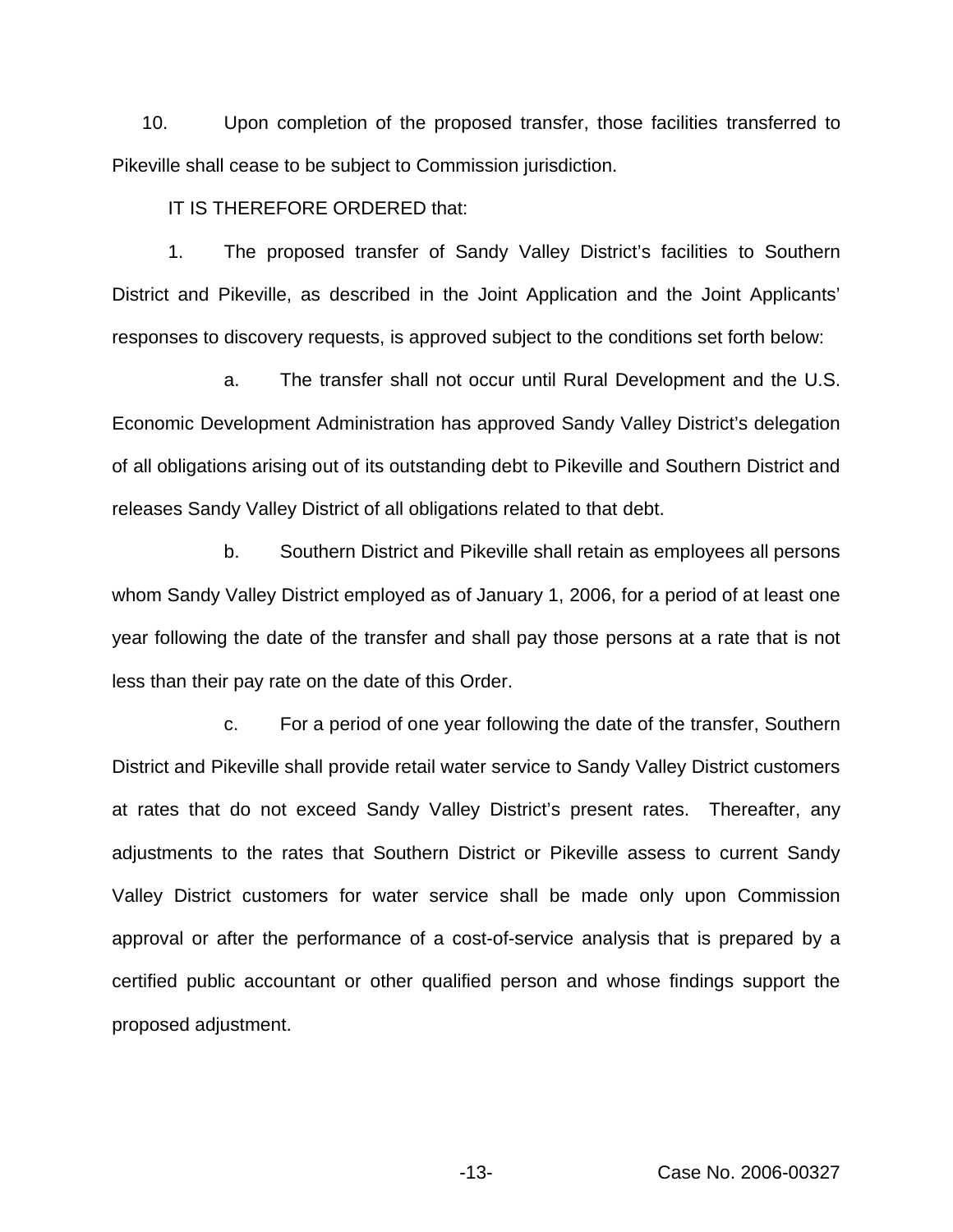10. Upon completion of the proposed transfer, those facilities transferred to Pikeville shall cease to be subject to Commission jurisdiction.

IT IS THEREFORE ORDERED that:

1. The proposed transfer of Sandy Valley District's facilities to Southern District and Pikeville, as described in the Joint Application and the Joint Applicants' responses to discovery requests, is approved subject to the conditions set forth below:

a. The transfer shall not occur until Rural Development and the U.S. Economic Development Administration has approved Sandy Valley District's delegation of all obligations arising out of its outstanding debt to Pikeville and Southern District and releases Sandy Valley District of all obligations related to that debt.

b. Southern District and Pikeville shall retain as employees all persons whom Sandy Valley District employed as of January 1, 2006, for a period of at least one year following the date of the transfer and shall pay those persons at a rate that is not less than their pay rate on the date of this Order.

c. For a period of one year following the date of the transfer, Southern District and Pikeville shall provide retail water service to Sandy Valley District customers at rates that do not exceed Sandy Valley District's present rates. Thereafter, any adjustments to the rates that Southern District or Pikeville assess to current Sandy Valley District customers for water service shall be made only upon Commission approval or after the performance of a cost-of-service analysis that is prepared by a certified public accountant or other qualified person and whose findings support the proposed adjustment.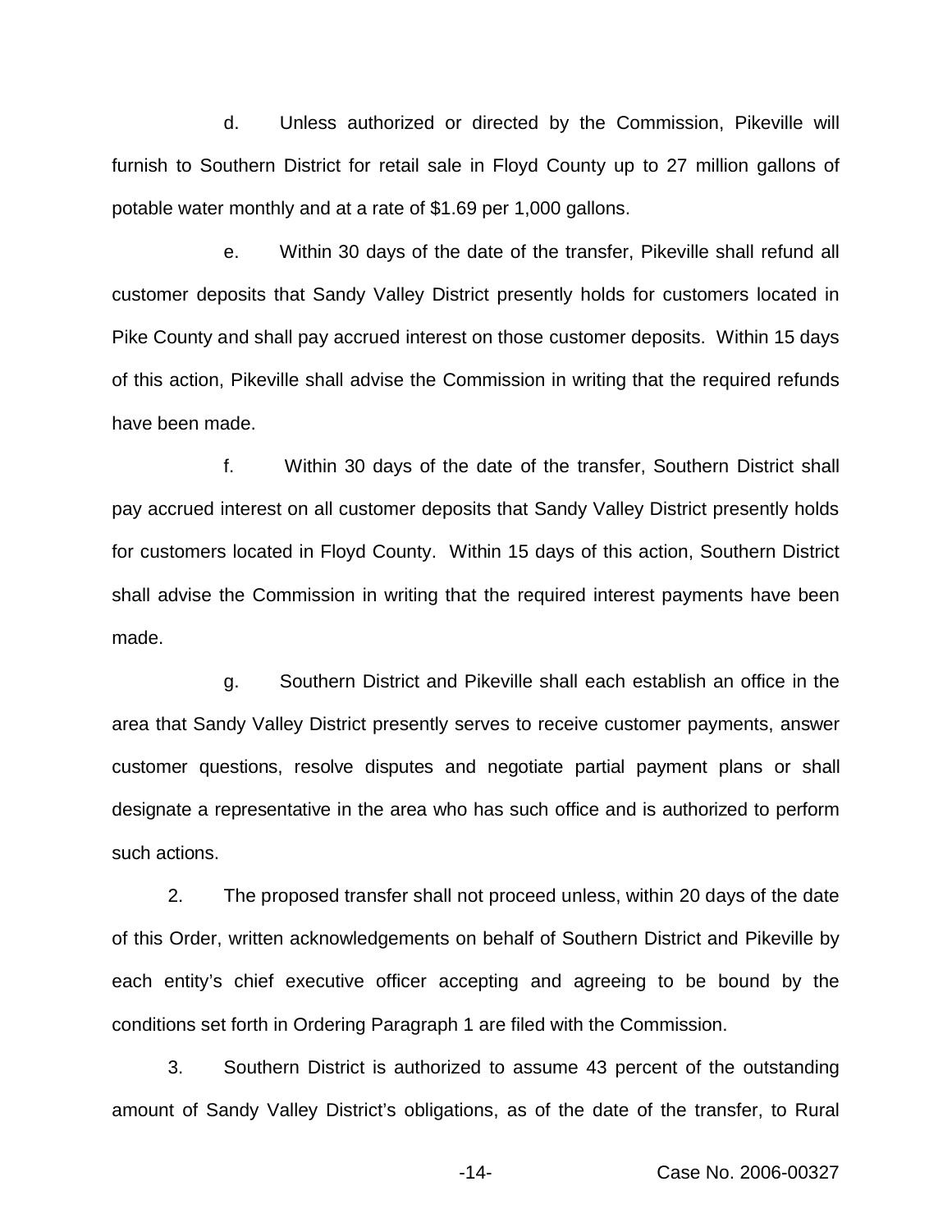d. Unless authorized or directed by the Commission, Pikeville will furnish to Southern District for retail sale in Floyd County up to 27 million gallons of potable water monthly and at a rate of $1.69 per 1,000 gallons.

e. Within 30 days of the date of the transfer, Pikeville shall refund all customer deposits that Sandy Valley District presently holds for customers located in Pike County and shall pay accrued interest on those customer deposits. Within 15 days of this action, Pikeville shall advise the Commission in writing that the required refunds have been made.

f. Within 30 days of the date of the transfer, Southern District shall pay accrued interest on all customer deposits that Sandy Valley District presently holds for customers located in Floyd County. Within 15 days of this action, Southern District shall advise the Commission in writing that the required interest payments have been made.

g. Southern District and Pikeville shall each establish an office in the area that Sandy Valley District presently serves to receive customer payments, answer customer questions, resolve disputes and negotiate partial payment plans or shall designate a representative in the area who has such office and is authorized to perform such actions.

2. The proposed transfer shall not proceed unless, within 20 days of the date of this Order, written acknowledgements on behalf of Southern District and Pikeville by each entity's chief executive officer accepting and agreeing to be bound by the conditions set forth in Ordering Paragraph 1 are filed with the Commission.

3. Southern District is authorized to assume 43 percent of the outstanding amount of Sandy Valley District's obligations, as of the date of the transfer, to Rural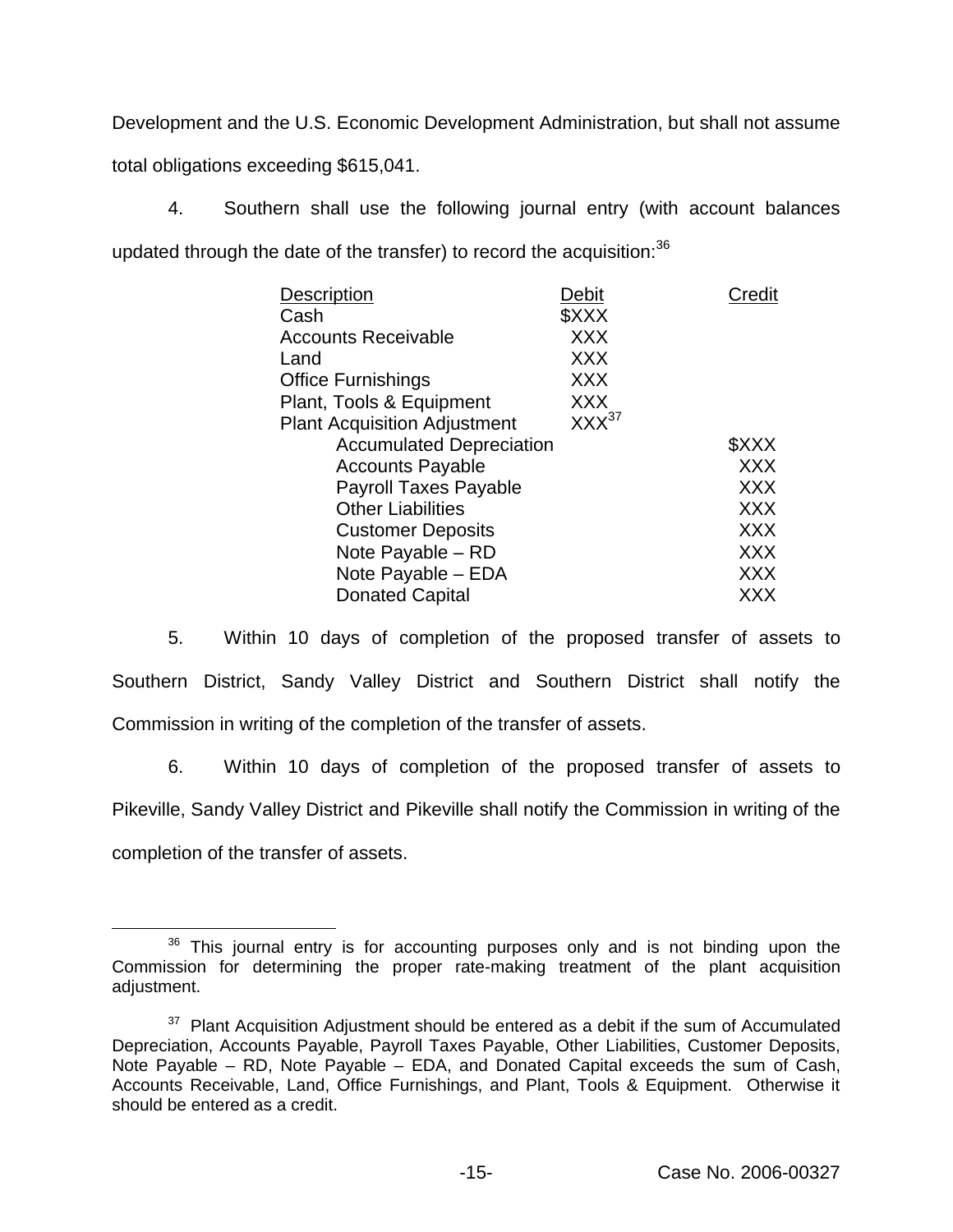Development and the U.S. Economic Development Administration, but shall not assume total obligations exceeding $615,041.

4. Southern shall use the following journal entry (with account balances updated through the date of the transfer) to record the acquisition:[36]

| Description | Debit | Credit |
|---|---|---|
| Cash | $XXX | |
| Accounts Receivable | XXX | |
| Land | XXX | |
| Office Furnishings | XXX | |
| Plant, Tools & Equipment | XXX | |
| Plant Acquisition Adjustment | XXX[37] | |
| Accumulated Depreciation | | $XXX |
| Accounts Payable | | XXX |
| Payroll Taxes Payable | | XXX |
| Other Liabilities | | XXX |
| Customer Deposits | | XXX |
| Note Payable – RD | | XXX |
| Note Payable – EDA | | XXX |
| Donated Capital | | XXX |

5. Within 10 days of completion of the proposed transfer of assets to Southern District, Sandy Valley District and Southern District shall notify the Commission in writing of the completion of the transfer of assets.

6. Within 10 days of completion of the proposed transfer of assets to Pikeville, Sandy Valley District and Pikeville shall notify the Commission in writing of the completion of the transfer of assets.

---

[36] This journal entry is for accounting purposes only and is not binding upon the Commission for determining the proper rate-making treatment of the plant acquisition adjustment.

[37] Plant Acquisition Adjustment should be entered as a debit if the sum of Accumulated Depreciation, Accounts Payable, Payroll Taxes Payable, Other Liabilities, Customer Deposits, Note Payable – RD, Note Payable – EDA, and Donated Capital exceeds the sum of Cash, Accounts Receivable, Land, Office Furnishings, and Plant, Tools & Equipment. Otherwise it should be entered as a credit.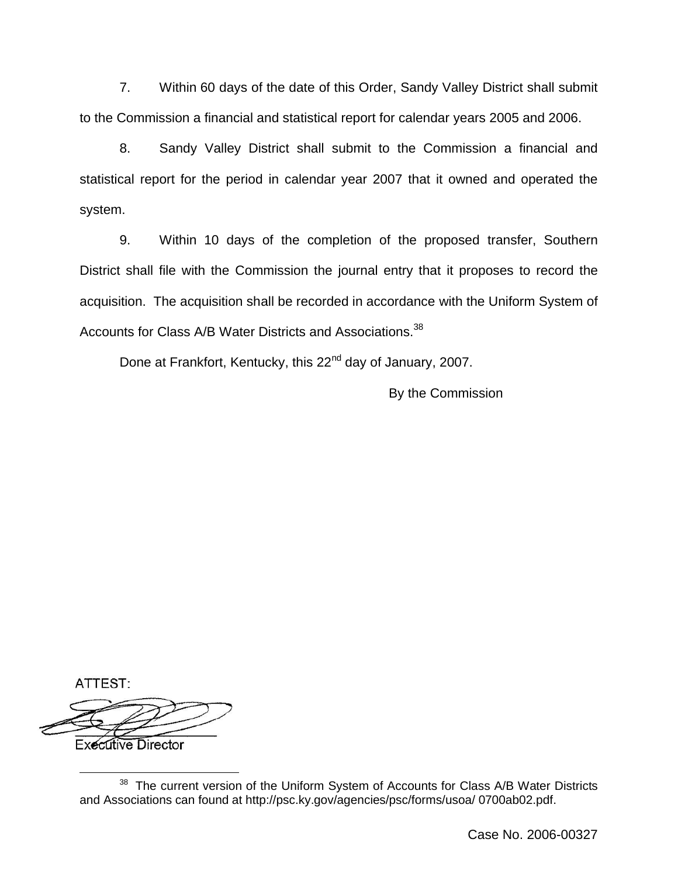7. Within 60 days of the date of this Order, Sandy Valley District shall submit to the Commission a financial and statistical report for calendar years 2005 and 2006.

8. Sandy Valley District shall submit to the Commission a financial and statistical report for the period in calendar year 2007 that it owned and operated the system.

9. Within 10 days of the completion of the proposed transfer, Southern District shall file with the Commission the journal entry that it proposes to record the acquisition. The acquisition shall be recorded in accordance with the Uniform System of Accounts for Class A/B Water Districts and Associations.[38]

Done at Frankfort, Kentucky, this 22nd day of January, 2007.

By the Commission

ATTEST:

Executive Director

[38] The current version of the Uniform System of Accounts for Class A/B Water Districts and Associations can found at http://psc.ky.gov/agencies/psc/forms/usoa/ 0700ab02.pdf.

Case No. 2006-00327